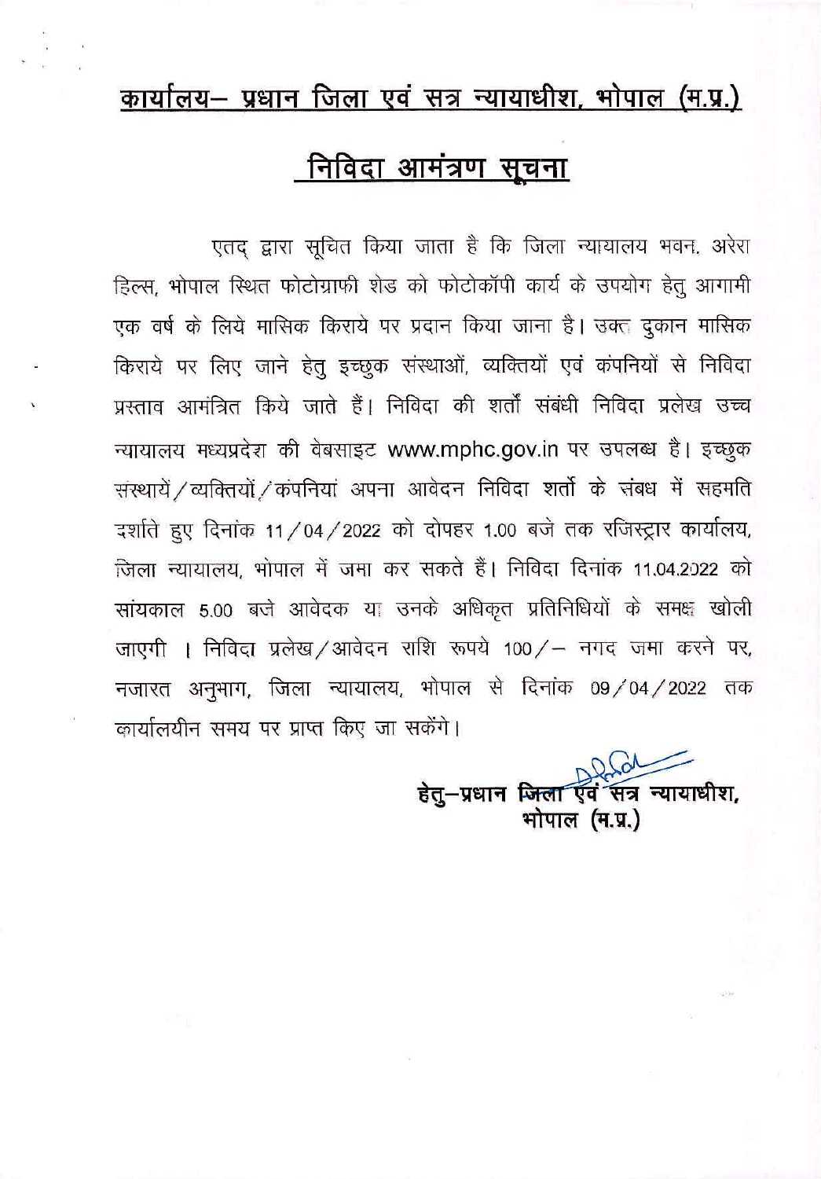# कार्यालय– प्रधान जिला एवं सत्र न्यायाधीश, भोपाल (म.प्र.)

## निविदा आमंत्रण सूचना

एतद् द्वारा सूचित किया जाता है कि जिला न्यायालय भवन, अरेरा हिल्स, भोपाल स्थित फोटोग्राफी शेड को फोटोकॉपी कार्य के उपयोग हेतु आगामी एक वर्ष के लिये मासिक किराये पर प्रदान किया जाना है। उक्त दुकान मासिक किराये पर लिए जाने हेतु इच्छुक संस्थाओं, व्यक्तियों एवं कंपनियों से निविदा प्रस्ताव आमंत्रित किये जाते हैं। निविदा की शर्तों संबंधी निविदा प्रलेख उच्च न्यायालय मध्यप्रदेश की वेबसाइट www.mphc.gov.in पर उपलब्ध है। इच्छुक संस्थायें/व्यक्तियों/कंपनियां अपना आवेदन निविदा शर्तो के संबध में सहमति दर्शाते हुए दिनांक 11/04/2022 को दोपहर 1.00 बजे तक रजिस्ट्रार कार्यालय, जिला न्यायालय, भोपाल में जमा कर सकते हैं। निविदा दिनांक 11.04.2022 को सायंकाल 5.00 बजे आवेदक या उनके अधिकृत प्रतिनिधियों के समक्ष खोली जाएगी । निविदा प्रलेख/आवेदन राशि रूपये 100/– नगद जमा करने पर, नजारत अनुभाग, जिला न्यायालय, भोपाल से दिनांक 09/04/2022 तक कार्यालयीन समय पर प्राप्त किए जा सकेंगे।

हेतु–प्रधान जिला एवं सत्र न्यायाधीश,
भोपाल (म.प्र.)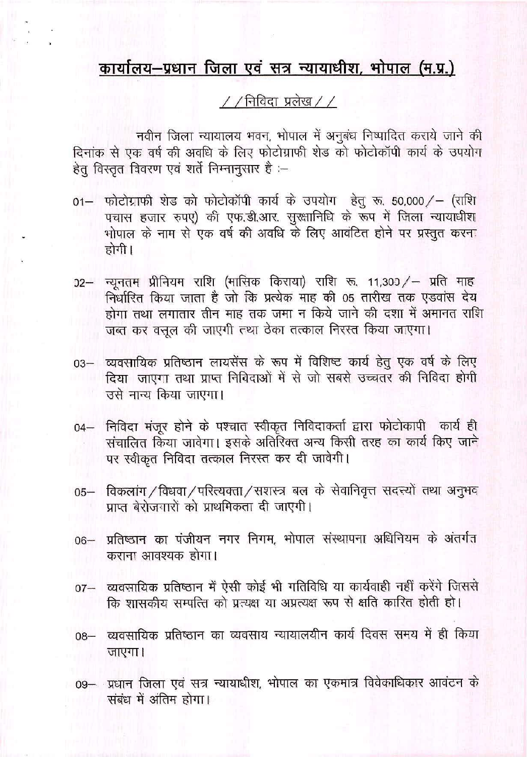# कार्यालय–प्रधान जिला एवं सत्र न्यायाधीश, भोपाल (म.प्र.)

## //निविदा प्रलेख//

नवीन जिला न्यायालय भवन, भोपाल में अनुबंध निष्पादित कराये जाने की दिनांक से एक वर्ष की अवधि के लिए फोटोग्राफी शेड को फोटोकॉपी कार्य के उपयोग हेतु विस्तृत विवरण एवं शर्तें निम्नानुसार है :–

01– फोटोग्राफी शेड को फोटोकॉपी कार्य के उपयोग हेतु रू. 50,000/– (राशि पचास हजार रुपए) की एफ.डी.आर. सुरक्षानिधि के रूप में जिला न्यायाधीश भोपाल के नाम से एक वर्ष की अवधि के लिए आवंटित होने पर प्रस्तुत करना होगी।

02– न्यूनतम प्रीमियम राशि (मासिक किराया) राशि रू. 11,300/– प्रति माह निर्धारित किया जाता है जो कि प्रत्येक माह की 05 तारीख तक एडवांस देय होगा तथा लगातार तीन माह तक जमा न किये जाने की दशा में अमानत राशि जब्त कर वसूल की जाएगी तथा ठेका तत्काल निरस्त किया जाएगा।

03– व्यवसायिक प्रतिष्ठान लायसेंस के रूप में विशिष्ट कार्य हेतु एक वर्ष के लिए दिया जाएगा तथा प्राप्त निविदाओं में से जो सबसे उच्चतर की निविदा होगी उसे मान्य किया जाएगा।

04– निविदा मंजूर होने के पश्चात स्वीकृत निविदाकर्ता द्वारा फोटोकापी कार्य ही संचालित किया जावेगा। इसके अतिरिक्त अन्य किसी तरह का कार्य किए जाने पर स्वीकृत निविदा तत्काल निरस्त कर दी जावेगी।

05– विकलांग/विधवा/परित्यक्ता/सशस्त्र बल के सेवानिवृत्त सदस्यों तथा अनुभव प्राप्त बेरोजगारों को प्राथमिकता दी जाएगी।

06– प्रतिष्ठान का पंजीयन नगर निगम, भोपाल संस्थापना अधिनियम के अंतर्गत कराना आवश्यक होगा।

07– व्यवसायिक प्रतिष्ठान में ऐसी कोई भी गतिविधि या कार्यवाही नहीं करेंगे जिससे कि शासकीय सम्पत्ति को प्रत्यक्ष या अप्रत्यक्ष रूप से क्षति कारित होती हो।

08– व्यवसायिक प्रतिष्ठान का व्यवसाय न्यायालयीन कार्य दिवस समय में ही किया जाएगा।

09– प्रधान जिला एवं सत्र न्यायाधीश, भोपाल का एकमात्र विवेकाधिकार आवंटन के संबंध में अंतिम होगा।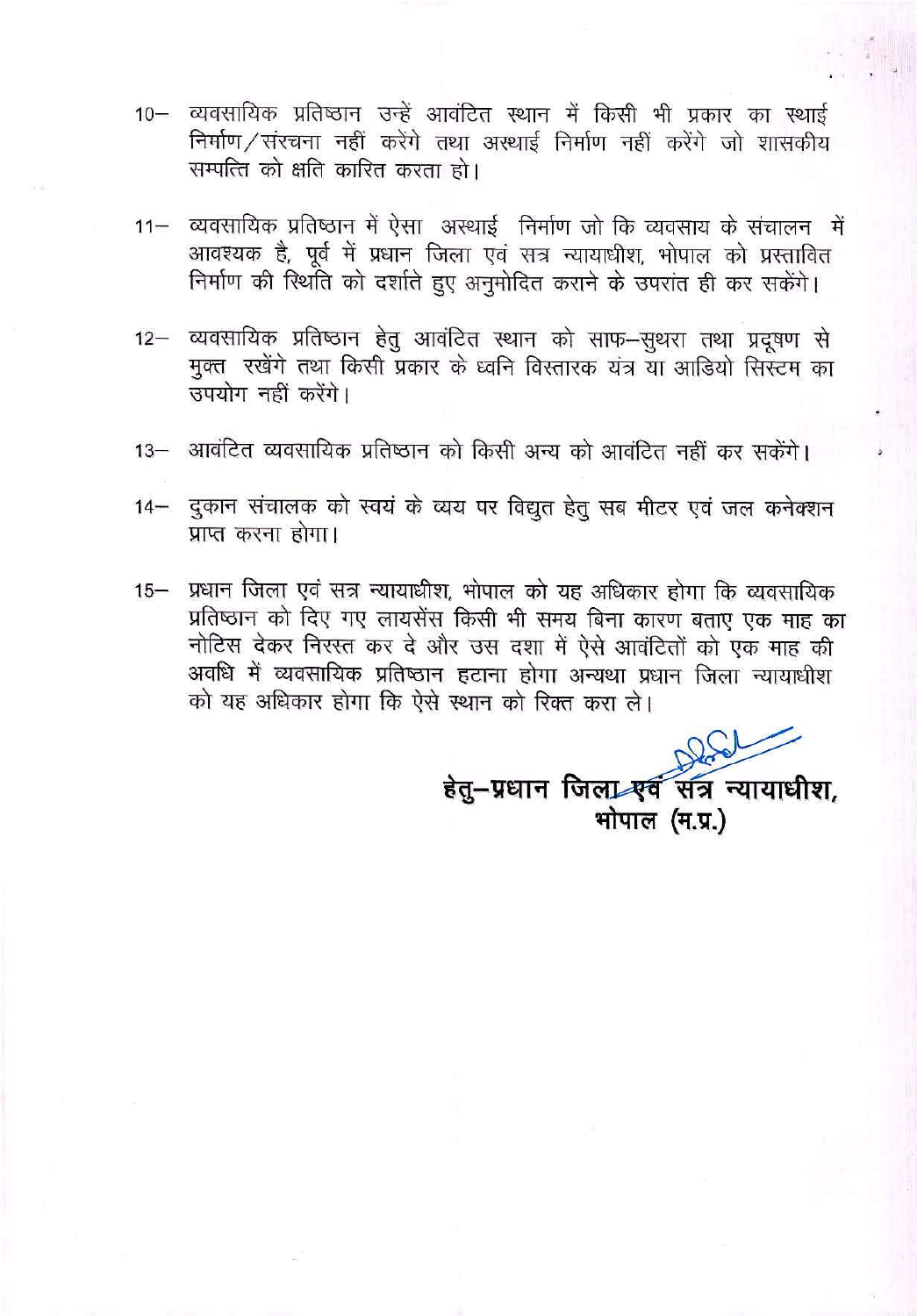10– व्यवसायिक प्रतिष्ठान उन्हें आवंटित स्थान में किसी भी प्रकार का स्थाई निर्माण/संरचना नहीं करेंगे तथा अस्थाई निर्माण नहीं करेंगे जो शासकीय सम्पत्ति को क्षति कारित करता हो।

11– व्यवसायिक प्रतिष्ठान में ऐसा अस्थाई निर्माण जो कि व्यवसाय के संचालन में आवश्यक है, पूर्व में प्रधान जिला एवं सत्र न्यायाधीश, भोपाल को प्रस्तावित निर्माण की स्थिति को दर्शाते हुए अनुमोदित कराने के उपरांत ही कर सकेंगे।

12– व्यवसायिक प्रतिष्ठान हेतु आवंटित स्थान को साफ–सुथरा तथा प्रदूषण से मुक्त रखेंगे तथा किसी प्रकार के ध्वनि विस्तारक यंत्र या आडियो सिस्टम का उपयोग नहीं करेंगे।

13– आवंटित व्यवसायिक प्रतिष्ठान को किसी अन्य को आवंटित नहीं कर सकेंगे।

14– दुकान संचालक को स्वयं के व्यय पर विद्युत हेतु सब मीटर एवं जल कनेक्शन प्राप्त करना होगा।

15– प्रधान जिला एवं सत्र न्यायाधीश, भोपाल को यह अधिकार होगा कि व्यवसायिक प्रतिष्ठान को दिए गए लायसेंस किसी भी समय बिना कारण बताए एक माह का नोटिस देकर निरस्त कर दे और उस दशा में ऐसे आवंटितों को एक माह की अवधि में व्यवसायिक प्रतिष्ठान हटाना होगा अन्यथा प्रधान जिला न्यायाधीश को यह अधिकार होगा कि ऐसे स्थान को रिक्त करा ले।

**हेतु–प्रधान जिला एवं सत्र न्यायाधीश,**
**भोपाल (म.प्र.)**